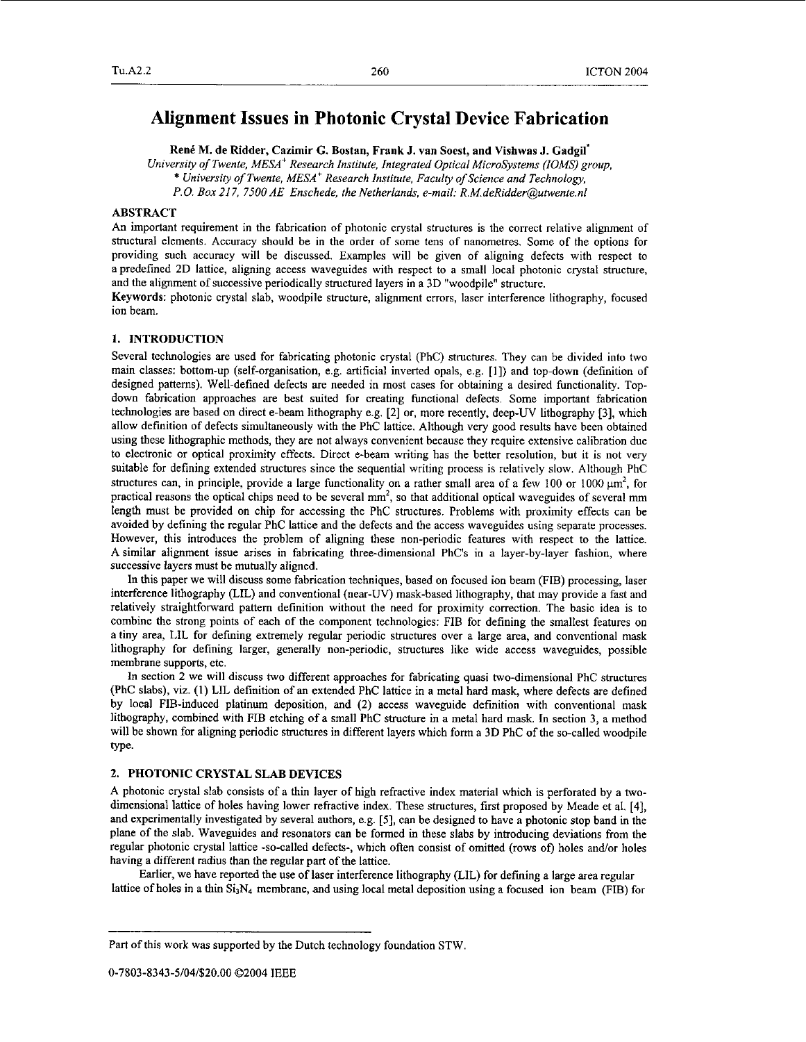# Alignment Issues in Photonic Crystal Device Fabrication

**René M. de Ridder, Cazimir G. Bostan, Frank J. van Soest, and Vishwas J. Gadgil***

*University of Twente, MESA+ Research Institute, Integrated Optical MicroSystems (IOMS) group,*
*\* University of Twente, MESA+ Research Institute, Faculty of Science and Technology,*
*P.O. Box 217, 7500 AE Enschede, the Netherlands, e-mail: R.M.deRidder@utwente.nl*

## ABSTRACT

An important requirement in the fabrication of photonic crystal structures is the correct relative alignment of structural elements. Accuracy should be in the order of some tens of nanometres. Some of the options for providing such accuracy will be discussed. Examples will be given of aligning defects with respect to a predefined 2D lattice, aligning access waveguides with respect to a small local photonic crystal structure, and the alignment of successive periodically structured layers in a 3D "woodpile" structure.

**Keywords**: photonic crystal slab, woodpile structure, alignment errors, laser interference lithography, focused ion beam.

## 1. INTRODUCTION

Several technologies are used for fabricating photonic crystal (PhC) structures. They can be divided into two main classes: bottom-up (self-organisation, e.g. artificial inverted opals, e.g. [1]) and top-down (definition of designed patterns). Well-defined defects are needed in most cases for obtaining a desired functionality. Top-down fabrication approaches are best suited for creating functional defects. Some important fabrication technologies are based on direct e-beam lithography e.g. [2] or, more recently, deep-UV lithography [3], which allow definition of defects simultaneously with the PhC lattice. Although very good results have been obtained using these lithographic methods, they are not always convenient because they require extensive calibration due to electronic or optical proximity effects. Direct e-beam writing has the better resolution, but it is not very suitable for defining extended structures since the sequential writing process is relatively slow. Although PhC structures can, in principle, provide a large functionality on a rather small area of a few 100 or 1000 $\mu m^2$, for practical reasons the optical chips need to be several $mm^2$, so that additional optical waveguides of several mm length must be provided on chip for accessing the PhC structures. Problems with proximity effects can be avoided by defining the regular PhC lattice and the defects and the access waveguides using separate processes. However, this introduces the problem of aligning these non-periodic features with respect to the lattice. A similar alignment issue arises in fabricating three-dimensional PhC's in a layer-by-layer fashion, where successive layers must be mutually aligned.

In this paper we will discuss some fabrication techniques, based on focused ion beam (FIB) processing, laser interference lithography (LIL) and conventional (near-UV) mask-based lithography, that may provide a fast and relatively straightforward pattern definition without the need for proximity correction. The basic idea is to combine the strong points of each of the component technologies: FIB for defining the smallest features on a tiny area, LIL for defining extremely regular periodic structures over a large area, and conventional mask lithography for defining larger, generally non-periodic, structures like wide access waveguides, possible membrane supports, etc.

In section 2 we will discuss two different approaches for fabricating quasi two-dimensional PhC structures (PhC slabs), viz. (1) LIL definition of an extended PhC lattice in a metal hard mask, where defects are defined by local FIB-induced platinum deposition, and (2) access waveguide definition with conventional mask lithography, combined with FIB etching of a small PhC structure in a metal hard mask. In section 3, a method will be shown for aligning periodic structures in different layers which form a 3D PhC of the so-called woodpile type.

## 2. PHOTONIC CRYSTAL SLAB DEVICES

A photonic crystal slab consists of a thin layer of high refractive index material which is perforated by a two-dimensional lattice of holes having lower refractive index. These structures, first proposed by Meade et al. [4], and experimentally investigated by several authors, e.g. [5], can be designed to have a photonic stop band in the plane of the slab. Waveguides and resonators can be formed in these slabs by introducing deviations from the regular photonic crystal lattice -so-called defects-, which often consist of omitted (rows of) holes and/or holes having a different radius than the regular part of the lattice.

Earlier, we have reported the use of laser interference lithography (LIL) for defining a large area regular lattice of holes in a thin $Si_3N_4$ membrane, and using local metal deposition using a focused ion beam (FIB) for

---

Part of this work was supported by the Dutch technology foundation STW.

0-7803-8343-5/04/$20.00 ©2004 IEEE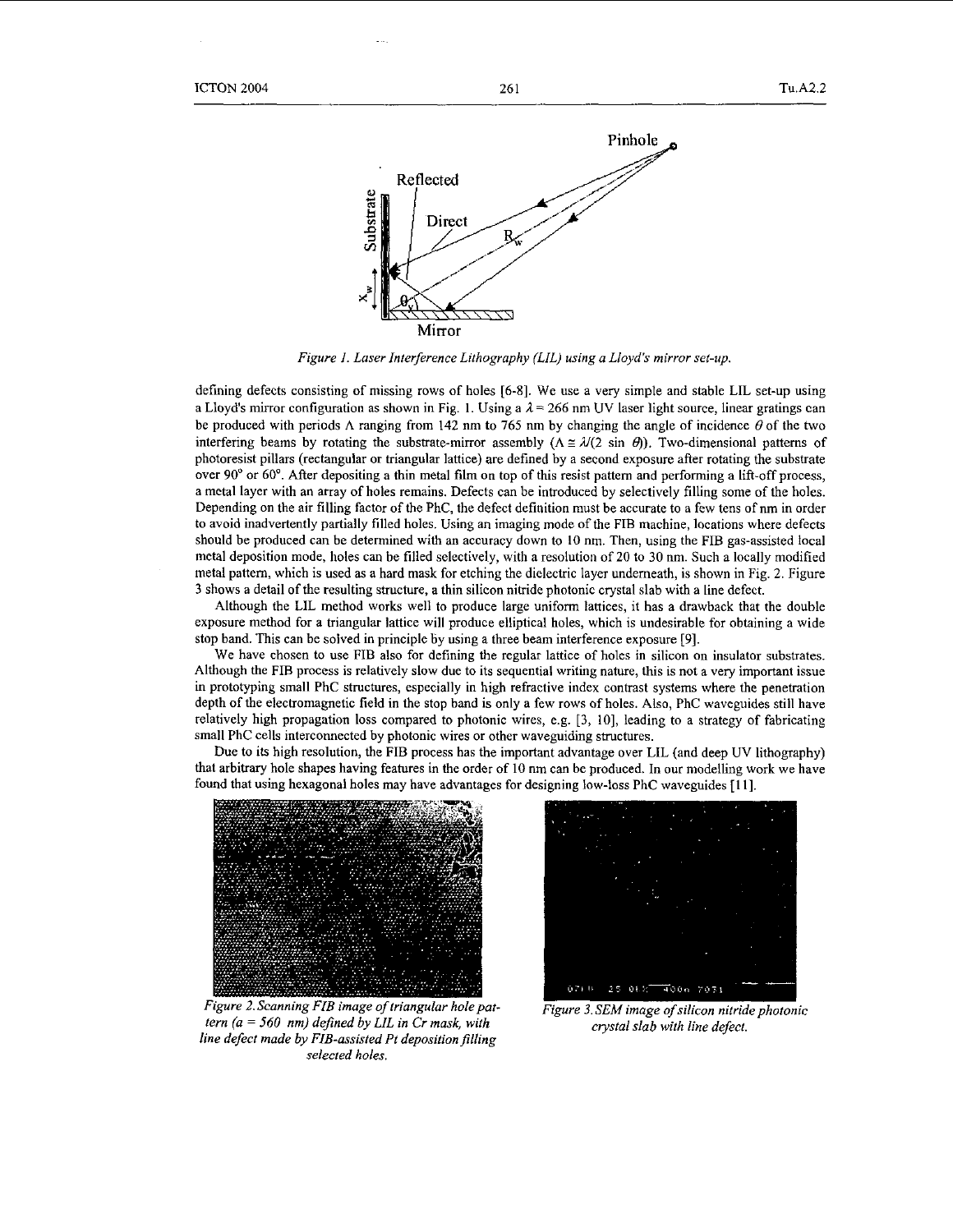Figure 1. Laser Interference Lithography (LIL) using a Lloyd's mirror set-up.

defining defects consisting of missing rows of holes [6-8]. We use a very simple and stable LIL set-up using a Lloyd's mirror configuration as shown in Fig. 1. Using a $\lambda = 266$ nm UV laser light source, linear gratings can be produced with periods $\Lambda$ ranging from 142 nm to 765 nm by changing the angle of incidence $\theta$ of the two interfering beams by rotating the substrate-mirror assembly ($\Lambda \cong \lambda/(2 \sin \theta)$). Two-dimensional patterns of photoresist pillars (rectangular or triangular lattice) are defined by a second exposure after rotating the substrate over 90° or 60°. After depositing a thin metal film on top of this resist pattern and performing a lift-off process, a metal layer with an array of holes remains. Defects can be introduced by selectively filling some of the holes. Depending on the air filling factor of the PhC, the defect definition must be accurate to a few tens of nm in order to avoid inadvertently partially filled holes. Using an imaging mode of the FIB machine, locations where defects should be produced can be determined with an accuracy down to 10 nm. Then, using the FIB gas-assisted local metal deposition mode, holes can be filled selectively, with a resolution of 20 to 30 nm. Such a locally modified metal pattern, which is used as a hard mask for etching the dielectric layer underneath, is shown in Fig. 2. Figure 3 shows a detail of the resulting structure, a thin silicon nitride photonic crystal slab with a line defect.

Although the LIL method works well to produce large uniform lattices, it has a drawback that the double exposure method for a triangular lattice will produce elliptical holes, which is undesirable for obtaining a wide stop band. This can be solved in principle by using a three beam interference exposure [9].

We have chosen to use FIB also for defining the regular lattice of holes in silicon on insulator substrates. Although the FIB process is relatively slow due to its sequential writing nature, this is not a very important issue in prototyping small PhC structures, especially in high refractive index contrast systems where the penetration depth of the electromagnetic field in the stop band is only a few rows of holes. Also, PhC waveguides still have relatively high propagation loss compared to photonic wires, e.g. [3, 10], leading to a strategy of fabricating small PhC cells interconnected by photonic wires or other waveguiding structures.

Due to its high resolution, the FIB process has the important advantage over LIL (and deep UV lithography) that arbitrary hole shapes having features in the order of 10 nm can be produced. In our modelling work we have found that using hexagonal holes may have advantages for designing low-loss PhC waveguides [11].

*Figure 2. Scanning FIB image of triangular hole pattern (a = 560 nm) defined by LIL in Cr mask, with line defect made by FIB-assisted Pt deposition filling selected holes.*

*Figure 3. SEM image of silicon nitride photonic crystal slab with line defect.*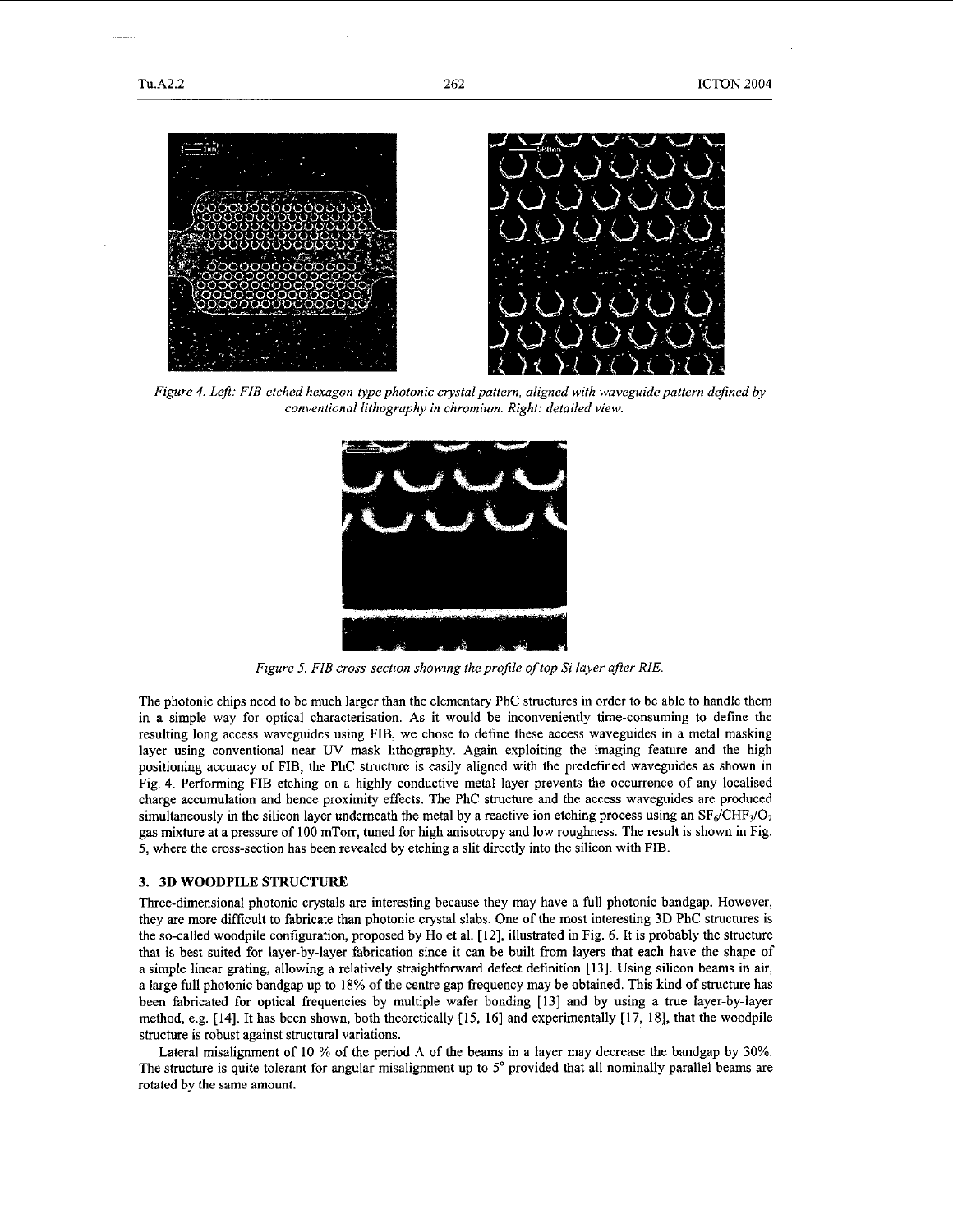*Figure 4. Left: FIB-etched hexagon-type photonic crystal pattern, aligned with waveguide pattern defined by conventional lithography in chromium. Right: detailed view.*

*Figure 5. FIB cross-section showing the profile of top Si layer after RIE.*

The photonic chips need to be much larger than the elementary PhC structures in order to be able to handle them in a simple way for optical characterisation. As it would be inconveniently time-consuming to define the resulting long access waveguides using FIB, we chose to define these access waveguides in a metal masking layer using conventional near UV mask lithography. Again exploiting the imaging feature and the high positioning accuracy of FIB, the PhC structure is easily aligned with the predefined waveguides as shown in Fig. 4. Performing FIB etching on a highly conductive metal layer prevents the occurrence of any localised charge accumulation and hence proximity effects. The PhC structure and the access waveguides are produced simultaneously in the silicon layer underneath the metal by a reactive ion etching process using an $SF_6/CHF_3/O_2$ gas mixture at a pressure of 100 mTorr, tuned for high anisotropy and low roughness. The result is shown in Fig. 5, where the cross-section has been revealed by etching a slit directly into the silicon with FIB.

### 3. 3D WOODPILE STRUCTURE

Three-dimensional photonic crystals are interesting because they may have a full photonic bandgap. However, they are more difficult to fabricate than photonic crystal slabs. One of the most interesting 3D PhC structures is the so-called woodpile configuration, proposed by Ho et al. [12], illustrated in Fig. 6. It is probably the structure that is best suited for layer-by-layer fabrication since it can be built from layers that each have the shape of a simple linear grating, allowing a relatively straightforward defect definition [13]. Using silicon beams in air, a large full photonic bandgap up to 18% of the centre gap frequency may be obtained. This kind of structure has been fabricated for optical frequencies by multiple wafer bonding [13] and by using a true layer-by-layer method, e.g. [14]. It has been shown, both theoretically [15, 16] and experimentally [17, 18], that the woodpile structure is robust against structural variations.

Lateral misalignment of 10 % of the period $\Lambda$ of the beams in a layer may decrease the bandgap by 30%. The structure is quite tolerant for angular misalignment up to 5° provided that all nominally parallel beams are rotated by the same amount.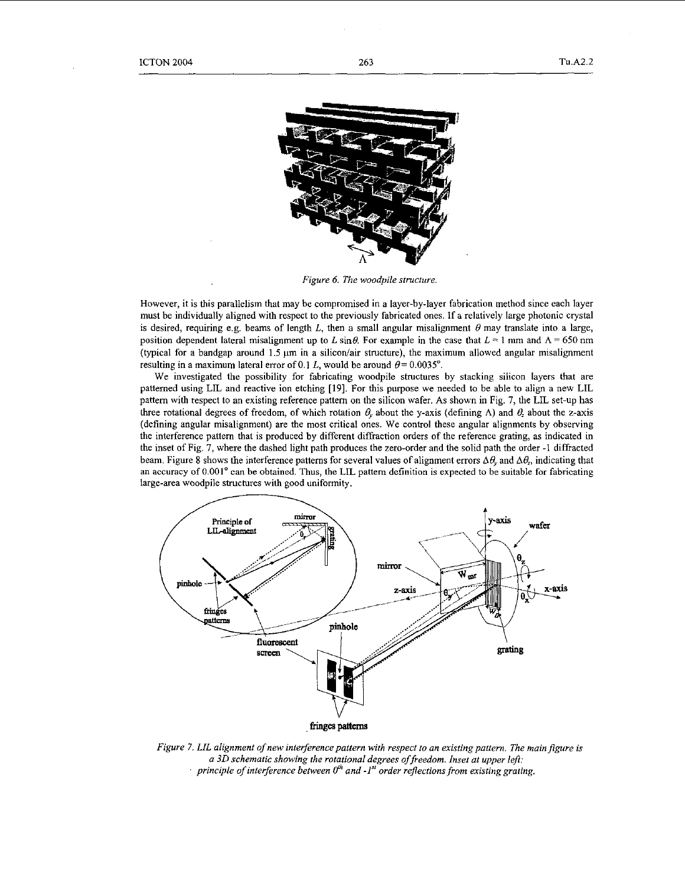Figure 6. The woodpile structure.

However, it is this parallelism that may be compromised in a layer-by-layer fabrication method since each layer must be individually aligned with respect to the previously fabricated ones. If a relatively large photonic crystal is desired, requiring e.g. beams of length $L$, then a small angular misalignment $\theta$ may translate into a large, position dependent lateral misalignment up to $L \sin\theta$. For example in the case that $L = 1$ mm and $\Lambda = 650$ nm (typical for a bandgap around 1.5 µm in a silicon/air structure), the maximum allowed angular misalignment resulting in a maximum lateral error of 0.1 $L$, would be around $\theta = 0.0035°$.

We investigated the possibility for fabricating woodpile structures by stacking silicon layers that are patterned using LIL and reactive ion etching [19]. For this purpose we needed to be able to align a new LIL pattern with respect to an existing reference pattern on the silicon wafer. As shown in Fig. 7, the LIL set-up has three rotational degrees of freedom, of which rotation $\theta_y$ about the y-axis (defining $\Lambda$) and $\theta_z$ about the z-axis (defining angular misalignment) are the most critical ones. We control these angular alignments by observing the interference pattern that is produced by different diffraction orders of the reference grating, as indicated in the inset of Fig. 7, where the dashed light path produces the zero-order and the solid path the order -1 diffracted beam. Figure 8 shows the interference patterns for several values of alignment errors $\Delta\theta_y$ and $\Delta\theta_z$, indicating that an accuracy of 0.001° can be obtained. Thus, the LIL pattern definition is expected to be suitable for fabricating large-area woodpile structures with good uniformity.

*Figure 7. LIL alignment of new interference pattern with respect to an existing pattern. The main figure is a 3D schematic showing the rotational degrees of freedom. Inset at upper left: principle of interference between $0^{th}$ and $-1^{st}$ order reflections from existing grating.*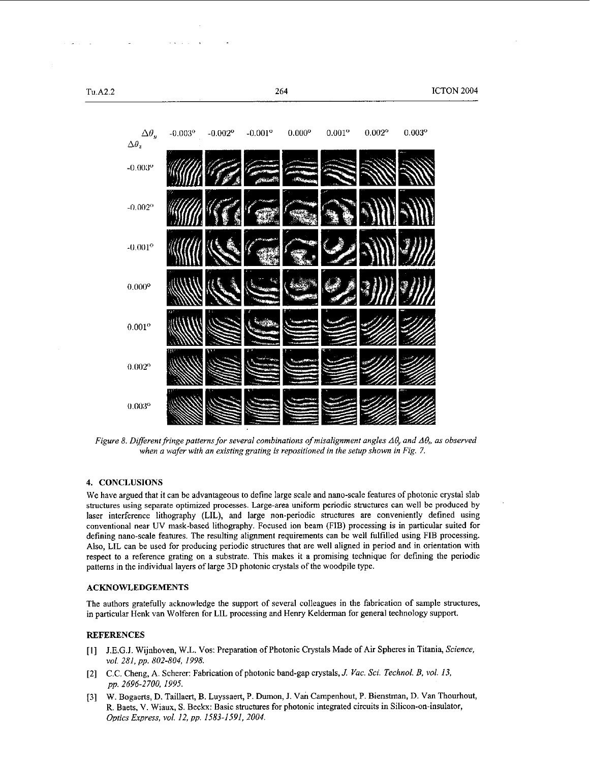Figure 8. Different fringe patterns for several combinations of misalignment angles $\Delta\theta_y$ and $\Delta\theta_z$ as observed when a wafer with an existing grating is repositioned in the setup shown in Fig. 7.

## 4. CONCLUSIONS

We have argued that it can be advantageous to define large scale and nano-scale features of photonic crystal slab structures using separate optimized processes. Large-area uniform periodic structures can well be produced by laser interference lithography (LIL), and large non-periodic structures are conveniently defined using conventional near UV mask-based lithography. Focused ion beam (FIB) processing is in particular suited for defining nano-scale features. The resulting alignment requirements can be well fulfilled using FIB processing. Also, LIL can be used for producing periodic structures that are well aligned in period and in orientation with respect to a reference grating on a substrate. This makes it a promising technique for defining the periodic patterns in the individual layers of large 3D photonic crystals of the woodpile type.

## ACKNOWLEDGEMENTS

The authors gratefully acknowledge the support of several colleagues in the fabrication of sample structures, in particular Henk van Wolferen for LIL processing and Henry Kelderman for general technology support.

## REFERENCES

[1] J.E.G.J. Wijnhoven, W.L. Vos: Preparation of Photonic Crystals Made of Air Spheres in Titania, *Science, vol. 281, pp. 802-804, 1998.*

[2] C.C. Cheng, A. Scherer: Fabrication of photonic band-gap crystals, *J. Vac. Sci. Technol. B, vol. 13, pp. 2696-2700, 1995.*

[3] W. Bogaerts, D. Taillaert, B. Luyssaert, P. Dumon, J. Van Campenhout, P. Bienstman, D. Van Thourhout, R. Baets, V. Wiaux, S. Beckx: Basic structures for photonic integrated circuits in Silicon-on-insulator, *Optics Express, vol. 12, pp. 1583-1591, 2004.*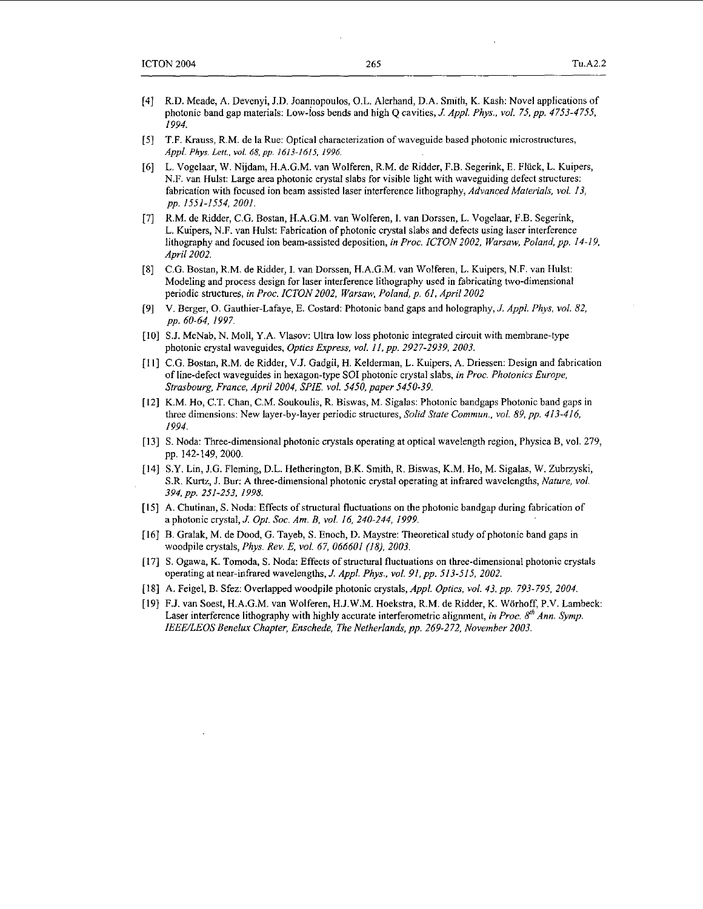[4] R.D. Meade, A. Devenyi, J.D. Joannopoulos, O.L. Alerhand, D.A. Smith, K. Kash: Novel applications of photonic band gap materials: Low-loss bends and high Q cavities, *J. Appl. Phys., vol. 75, pp. 4753-4755, 1994.*

[5] T.F. Krauss, R.M. de la Rue: Optical characterization of waveguide based photonic microstructures, *Appl. Phys. Lett., vol. 68, pp. 1613-1615, 1996.*

[6] L. Vogelaar, W. Nijdam, H.A.G.M. van Wolferen, R.M. de Ridder, F.B. Segerink, E. Flück, L. Kuipers, N.F. van Hulst: Large area photonic crystal slabs for visible light with waveguiding defect structures: fabrication with focused ion beam assisted laser interference lithography, *Advanced Materials, vol. 13, pp. 1551-1554, 2001.*

[7] R.M. de Ridder, C.G. Bostan, H.A.G.M. van Wolferen, I. van Dorssen, L. Vogelaar, F.B. Segerink, L. Kuipers, N.F. van Hulst: Fabrication of photonic crystal slabs and defects using laser interference lithography and focused ion beam-assisted deposition, *in Proc. ICTON 2002, Warsaw, Poland, pp. 14-19, April 2002.*

[8] C.G. Bostan, R.M. de Ridder, I. van Dorssen, H.A.G.M. van Wolferen, L. Kuipers, N.F. van Hulst: Modeling and process design for laser interference lithography used in fabricating two-dimensional periodic structures, *in Proc. ICTON 2002, Warsaw, Poland, p. 61, April 2002*

[9] V. Berger, O. Gauthier-Lafaye, E. Costard: Photonic band gaps and holography, *J. Appl. Phys, vol. 82, pp. 60-64, 1997.*

[10] S.J. McNab, N. Moll, Y.A. Vlasov: Ultra low loss photonic integrated circuit with membrane-type photonic crystal waveguides, *Optics Express, vol. 11, pp. 2927-2939, 2003.*

[11] C.G. Bostan, R.M. de Ridder, V.J. Gadgil, H. Kelderman, L. Kuipers, A. Driessen: Design and fabrication of line-defect waveguides in hexagon-type SOI photonic crystal slabs, *in Proc. Photonics Europe, Strasbourg, France, April 2004, SPIE. vol. 5450, paper 5450-39.*

[12] K.M. Ho, C.T. Chan, C.M. Soukoulis, R. Biswas, M. Sigalas: Photonic bandgaps Photonic band gaps in three dimensions: New layer-by-layer periodic structures, *Solid State Commun., vol. 89, pp. 413-416, 1994.*

[13] S. Noda: Three-dimensional photonic crystals operating at optical wavelength region, Physica B, vol. 279, pp. 142-149, 2000.

[14] S.Y. Lin, J.G. Fleming, D.L. Hetherington, B.K. Smith, R. Biswas, K.M. Ho, M. Sigalas, W. Zubrzyski, S.R. Kurtz, J. Bur: A three-dimensional photonic crystal operating at infrared wavelengths, *Nature, vol. 394, pp. 251-253, 1998.*

[15] A. Chutinan, S. Noda: Effects of structural fluctuations on the photonic bandgap during fabrication of a photonic crystal, *J. Opt. Soc. Am. B, vol. 16, 240-244, 1999.*

[16] B. Gralak, M. de Dood, G. Tayeb, S. Enoch, D. Maystre: Theoretical study of photonic band gaps in woodpile crystals, *Phys. Rev. E, vol. 67, 066601 (18), 2003.*

[17] S. Ogawa, K. Tomoda, S. Noda: Effects of structural fluctuations on three-dimensional photonic crystals operating at near-infrared wavelengths, *J. Appl. Phys., vol. 91, pp. 513-515, 2002.*

[18] A. Feigel, B. Sfez: Overlapped woodpile photonic crystals, *Appl. Optics, vol. 43, pp. 793-795, 2004.*

[19] F.J. van Soest, H.A.G.M. van Wolferen, H.J.W.M. Hoekstra, R.M. de Ridder, K. Wörhoff, P.V. Lambeck: Laser interference lithography with highly accurate interferometric alignment, *in Proc. 8th Ann. Symp. IEEE/LEOS Benelux Chapter, Enschede, The Netherlands, pp. 269-272, November 2003.*